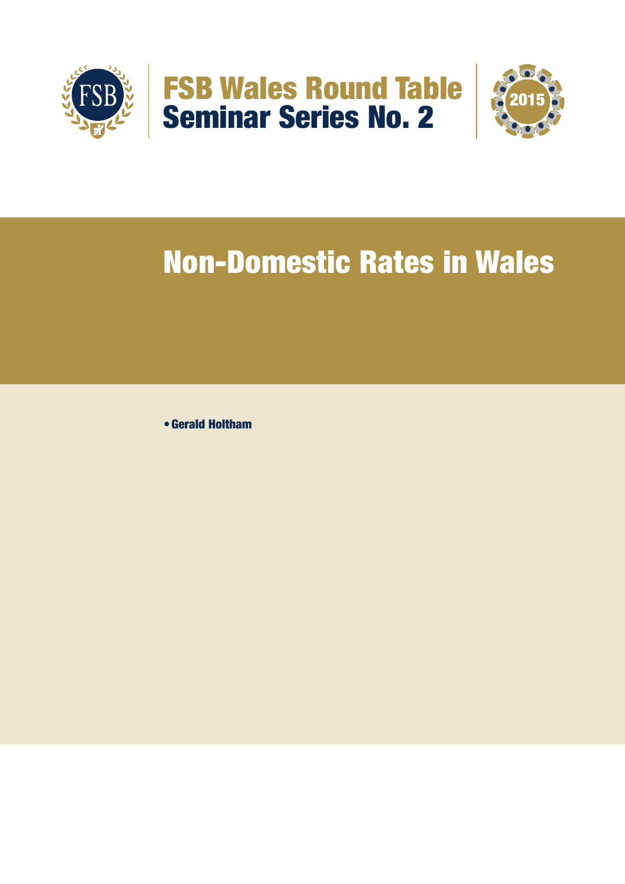# FSB Wales Round Table
## Seminar Series No. 2

2015

# Non-Domestic Rates in Wales

- **Gerald Holtham**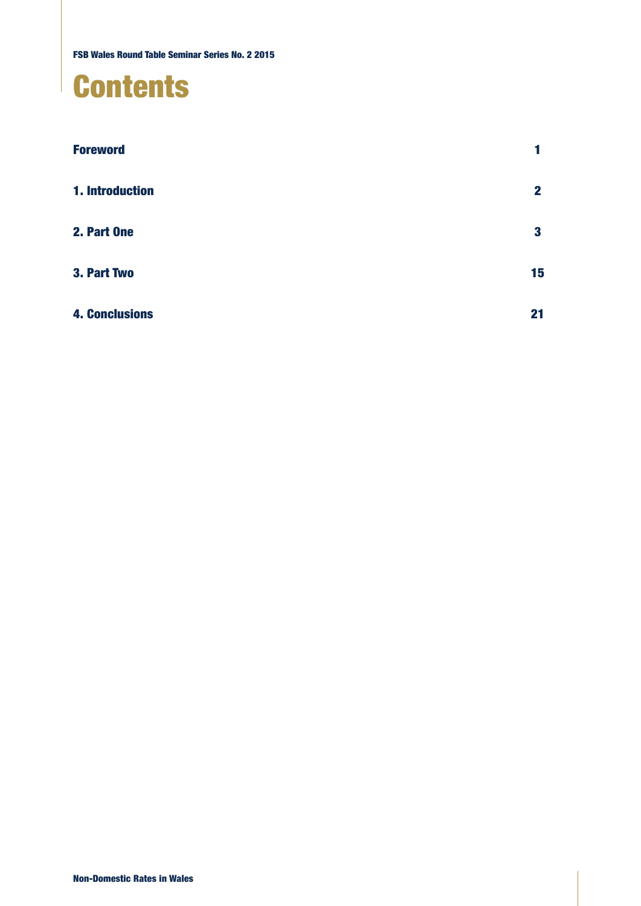# Contents

| | |
|---|---|
| **Foreword** | **1** |
| **1. Introduction** | **2** |
| **2. Part One** | **3** |
| **3. Part Two** | **15** |
| **4. Conclusions** | **21** |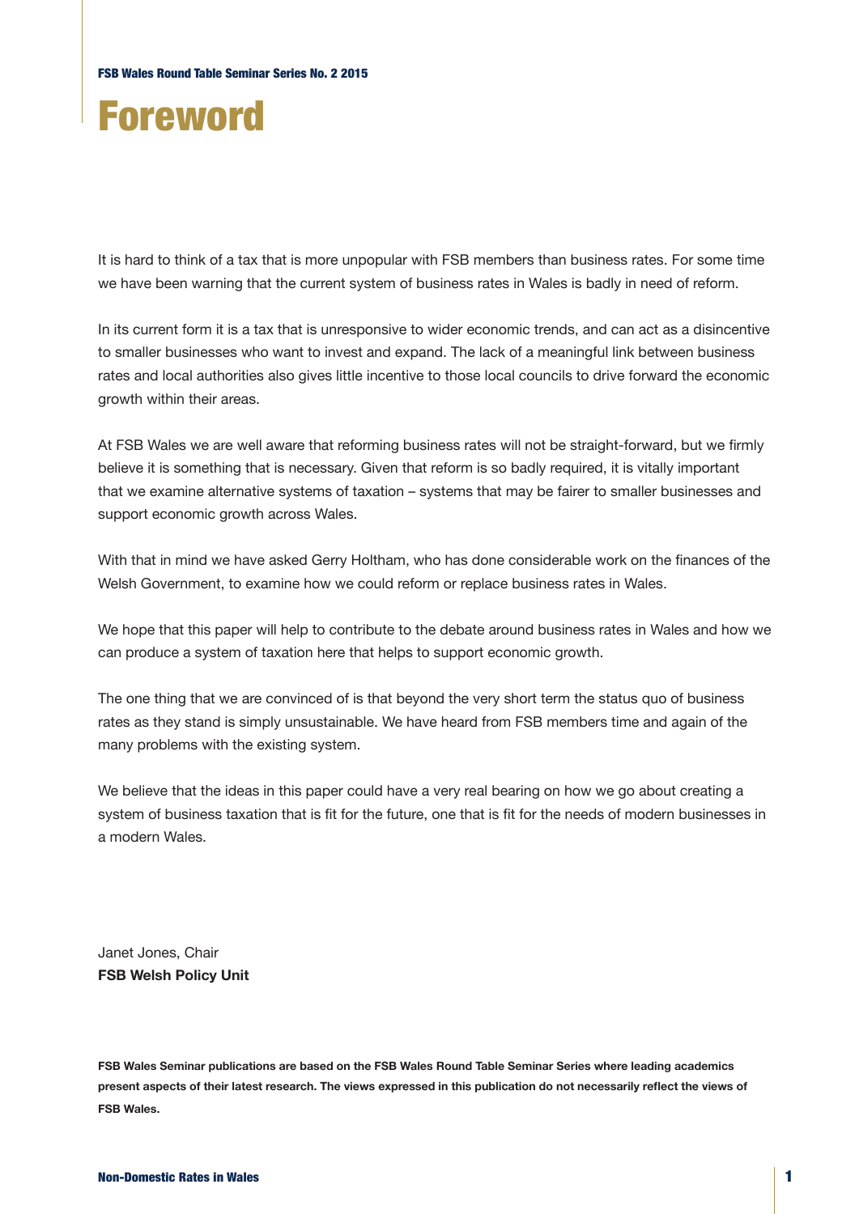# Foreword

It is hard to think of a tax that is more unpopular with FSB members than business rates. For some time we have been warning that the current system of business rates in Wales is badly in need of reform.

In its current form it is a tax that is unresponsive to wider economic trends, and can act as a disincentive to smaller businesses who want to invest and expand. The lack of a meaningful link between business rates and local authorities also gives little incentive to those local councils to drive forward the economic growth within their areas.

At FSB Wales we are well aware that reforming business rates will not be straight-forward, but we firmly believe it is something that is necessary. Given that reform is so badly required, it is vitally important that we examine alternative systems of taxation – systems that may be fairer to smaller businesses and support economic growth across Wales.

With that in mind we have asked Gerry Holtham, who has done considerable work on the finances of the Welsh Government, to examine how we could reform or replace business rates in Wales.

We hope that this paper will help to contribute to the debate around business rates in Wales and how we can produce a system of taxation here that helps to support economic growth.

The one thing that we are convinced of is that beyond the very short term the status quo of business rates as they stand is simply unsustainable. We have heard from FSB members time and again of the many problems with the existing system.

We believe that the ideas in this paper could have a very real bearing on how we go about creating a system of business taxation that is fit for the future, one that is fit for the needs of modern businesses in a modern Wales.

Janet Jones, Chair
**FSB Welsh Policy Unit**

**FSB Wales Seminar publications are based on the FSB Wales Round Table Seminar Series where leading academics present aspects of their latest research. The views expressed in this publication do not necessarily reflect the views of FSB Wales.**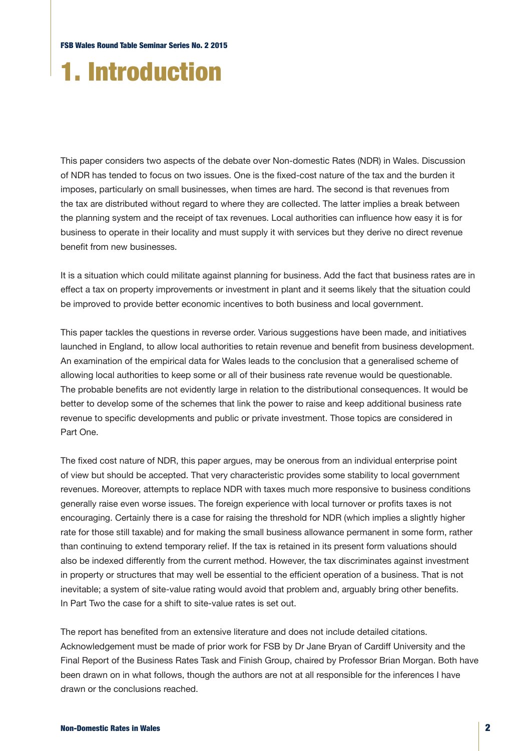# 1. Introduction

This paper considers two aspects of the debate over Non-domestic Rates (NDR) in Wales. Discussion of NDR has tended to focus on two issues. One is the fixed-cost nature of the tax and the burden it imposes, particularly on small businesses, when times are hard. The second is that revenues from the tax are distributed without regard to where they are collected. The latter implies a break between the planning system and the receipt of tax revenues. Local authorities can influence how easy it is for business to operate in their locality and must supply it with services but they derive no direct revenue benefit from new businesses.

It is a situation which could militate against planning for business. Add the fact that business rates are in effect a tax on property improvements or investment in plant and it seems likely that the situation could be improved to provide better economic incentives to both business and local government.

This paper tackles the questions in reverse order. Various suggestions have been made, and initiatives launched in England, to allow local authorities to retain revenue and benefit from business development. An examination of the empirical data for Wales leads to the conclusion that a generalised scheme of allowing local authorities to keep some or all of their business rate revenue would be questionable. The probable benefits are not evidently large in relation to the distributional consequences. It would be better to develop some of the schemes that link the power to raise and keep additional business rate revenue to specific developments and public or private investment. Those topics are considered in Part One.

The fixed cost nature of NDR, this paper argues, may be onerous from an individual enterprise point of view but should be accepted. That very characteristic provides some stability to local government revenues. Moreover, attempts to replace NDR with taxes much more responsive to business conditions generally raise even worse issues. The foreign experience with local turnover or profits taxes is not encouraging. Certainly there is a case for raising the threshold for NDR (which implies a slightly higher rate for those still taxable) and for making the small business allowance permanent in some form, rather than continuing to extend temporary relief. If the tax is retained in its present form valuations should also be indexed differently from the current method. However, the tax discriminates against investment in property or structures that may well be essential to the efficient operation of a business. That is not inevitable; a system of site-value rating would avoid that problem and, arguably bring other benefits. In Part Two the case for a shift to site-value rates is set out.

The report has benefited from an extensive literature and does not include detailed citations. Acknowledgement must be made of prior work for FSB by Dr Jane Bryan of Cardiff University and the Final Report of the Business Rates Task and Finish Group, chaired by Professor Brian Morgan. Both have been drawn on in what follows, though the authors are not at all responsible for the inferences I have drawn or the conclusions reached.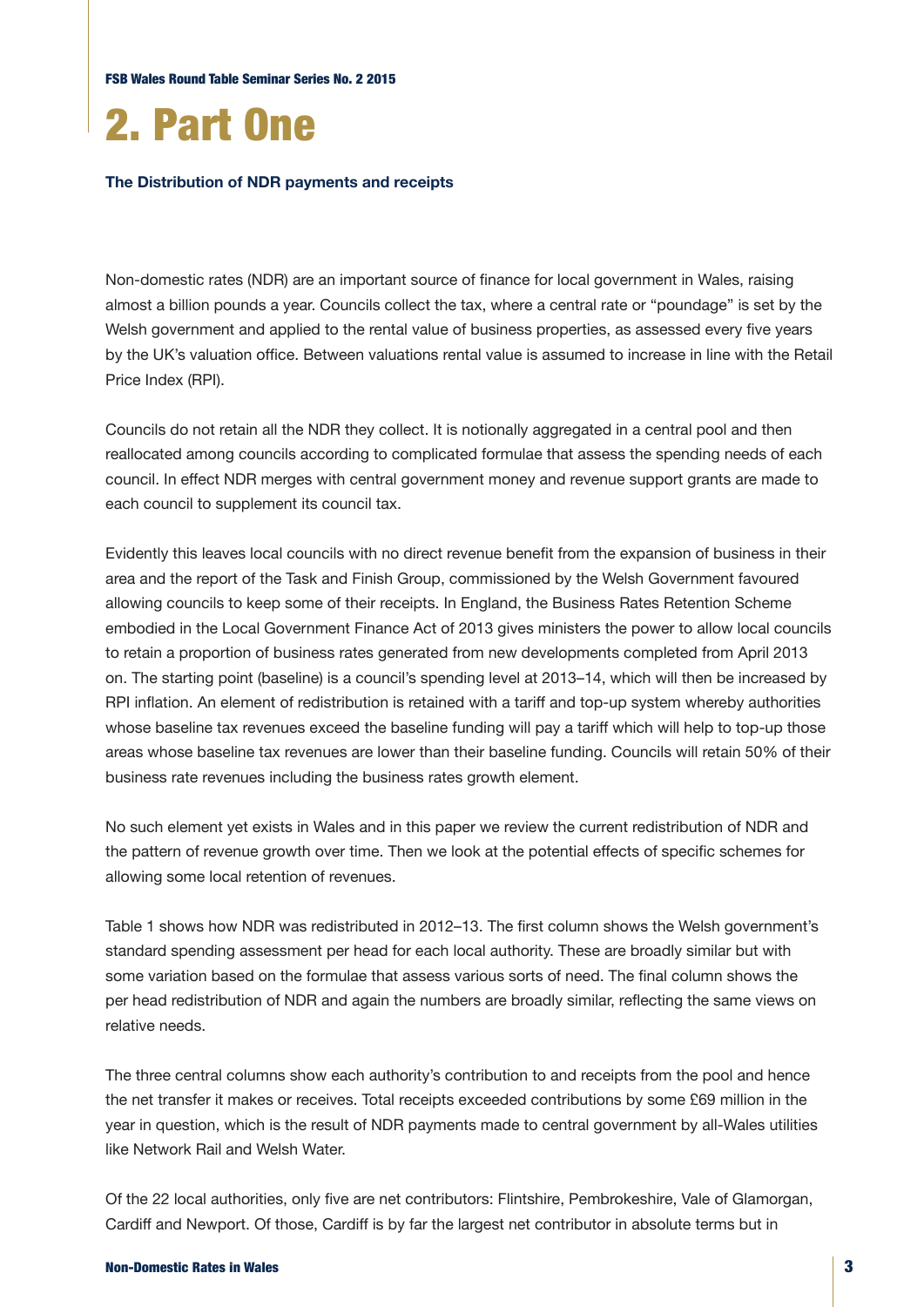# 2. Part One

**The Distribution of NDR payments and receipts**

Non-domestic rates (NDR) are an important source of finance for local government in Wales, raising almost a billion pounds a year. Councils collect the tax, where a central rate or "poundage" is set by the Welsh government and applied to the rental value of business properties, as assessed every five years by the UK's valuation office. Between valuations rental value is assumed to increase in line with the Retail Price Index (RPI).

Councils do not retain all the NDR they collect. It is notionally aggregated in a central pool and then reallocated among councils according to complicated formulae that assess the spending needs of each council. In effect NDR merges with central government money and revenue support grants are made to each council to supplement its council tax.

Evidently this leaves local councils with no direct revenue benefit from the expansion of business in their area and the report of the Task and Finish Group, commissioned by the Welsh Government favoured allowing councils to keep some of their receipts. In England, the Business Rates Retention Scheme embodied in the Local Government Finance Act of 2013 gives ministers the power to allow local councils to retain a proportion of business rates generated from new developments completed from April 2013 on. The starting point (baseline) is a council's spending level at 2013–14, which will then be increased by RPI inflation. An element of redistribution is retained with a tariff and top-up system whereby authorities whose baseline tax revenues exceed the baseline funding will pay a tariff which will help to top-up those areas whose baseline tax revenues are lower than their baseline funding. Councils will retain 50% of their business rate revenues including the business rates growth element.

No such element yet exists in Wales and in this paper we review the current redistribution of NDR and the pattern of revenue growth over time. Then we look at the potential effects of specific schemes for allowing some local retention of revenues.

Table 1 shows how NDR was redistributed in 2012–13. The first column shows the Welsh government's standard spending assessment per head for each local authority. These are broadly similar but with some variation based on the formulae that assess various sorts of need. The final column shows the per head redistribution of NDR and again the numbers are broadly similar, reflecting the same views on relative needs.

The three central columns show each authority's contribution to and receipts from the pool and hence the net transfer it makes or receives. Total receipts exceeded contributions by some £69 million in the year in question, which is the result of NDR payments made to central government by all-Wales utilities like Network Rail and Welsh Water.

Of the 22 local authorities, only five are net contributors: Flintshire, Pembrokeshire, Vale of Glamorgan, Cardiff and Newport. Of those, Cardiff is by far the largest net contributor in absolute terms but in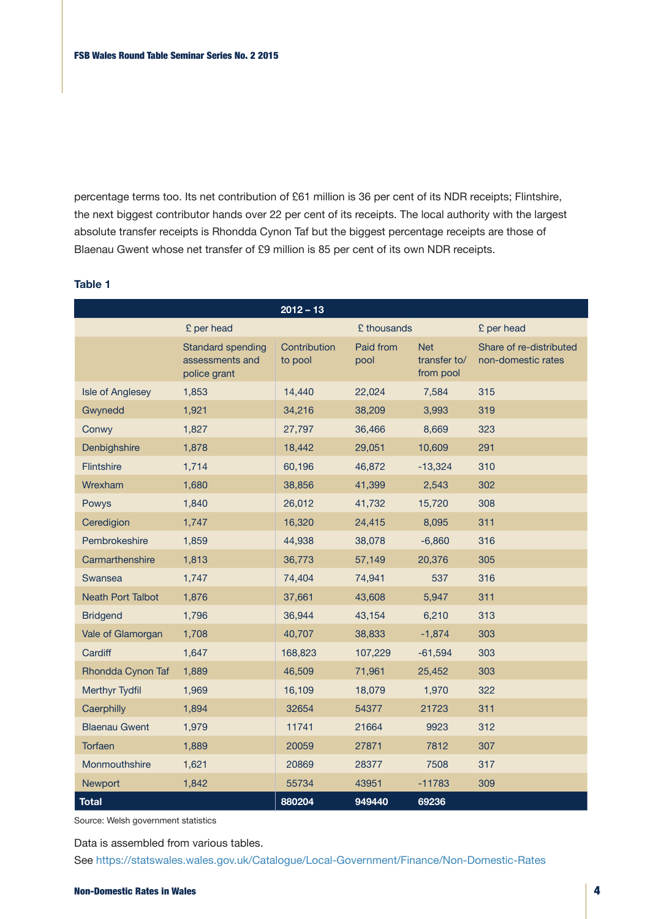percentage terms too. Its net contribution of £61 million is 36 per cent of its NDR receipts; Flintshire, the next biggest contributor hands over 22 per cent of its receipts. The local authority with the largest absolute transfer receipts is Rhondda Cynon Taf but the biggest percentage receipts are those of Blaenau Gwent whose net transfer of £9 million is 85 per cent of its own NDR receipts.

**Table 1**

| 2012 – 13 | | | | | |
|---|---|---|---|---|---|
| | £ per head | £ thousands | | | £ per head |
| | Standard spending assessments and police grant | Contribution to pool | Paid from pool | Net transfer to/ from pool | Share of re-distributed non-domestic rates |
| Isle of Anglesey | 1,853 | 14,440 | 22,024 | 7,584 | 315 |
| Gwynedd | 1,921 | 34,216 | 38,209 | 3,993 | 319 |
| Conwy | 1,827 | 27,797 | 36,466 | 8,669 | 323 |
| Denbighshire | 1,878 | 18,442 | 29,051 | 10,609 | 291 |
| Flintshire | 1,714 | 60,196 | 46,872 | -13,324 | 310 |
| Wrexham | 1,680 | 38,856 | 41,399 | 2,543 | 302 |
| Powys | 1,840 | 26,012 | 41,732 | 15,720 | 308 |
| Ceredigion | 1,747 | 16,320 | 24,415 | 8,095 | 311 |
| Pembrokeshire | 1,859 | 44,938 | 38,078 | -6,860 | 316 |
| Carmarthenshire | 1,813 | 36,773 | 57,149 | 20,376 | 305 |
| Swansea | 1,747 | 74,404 | 74,941 | 537 | 316 |
| Neath Port Talbot | 1,876 | 37,661 | 43,608 | 5,947 | 311 |
| Bridgend | 1,796 | 36,944 | 43,154 | 6,210 | 313 |
| Vale of Glamorgan | 1,708 | 40,707 | 38,833 | -1,874 | 303 |
| Cardiff | 1,647 | 168,823 | 107,229 | -61,594 | 303 |
| Rhondda Cynon Taf | 1,889 | 46,509 | 71,961 | 25,452 | 303 |
| Merthyr Tydfil | 1,969 | 16,109 | 18,079 | 1,970 | 322 |
| Caerphilly | 1,894 | 32654 | 54377 | 21723 | 311 |
| Blaenau Gwent | 1,979 | 11741 | 21664 | 9923 | 312 |
| Torfaen | 1,889 | 20059 | 27871 | 7812 | 307 |
| Monmouthshire | 1,621 | 20869 | 28377 | 7508 | 317 |
| Newport | 1,842 | 55734 | 43951 | -11783 | 309 |
| **Total** | | **880204** | **949440** | **69236** | |

Source: Welsh government statistics

Data is assembled from various tables.

See https://statswales.wales.gov.uk/Catalogue/Local-Government/Finance/Non-Domestic-Rates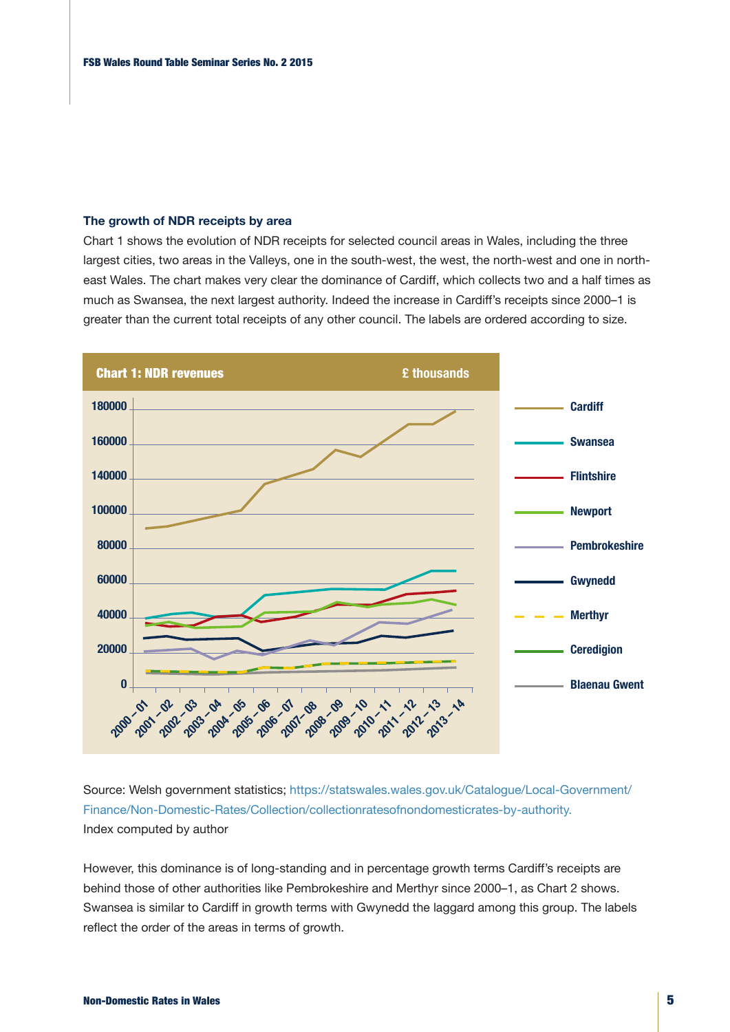### The growth of NDR receipts by area

Chart 1 shows the evolution of NDR receipts for selected council areas in Wales, including the three largest cities, two areas in the Valleys, one in the south-west, the west, the north-west and one in north-east Wales. The chart makes very clear the dominance of Cardiff, which collects two and a half times as much as Swansea, the next largest authority. Indeed the increase in Cardiff's receipts since 2000–1 is greater than the current total receipts of any other council. The labels are ordered according to size.

**Chart 1: NDR revenues** £ thousands

Source: Welsh government statistics; https://statswales.wales.gov.uk/Catalogue/Local-Government/Finance/Non-Domestic-Rates/Collection/collectionratesofnondomesticrates-by-authority.
Index computed by author

However, this dominance is of long-standing and in percentage growth terms Cardiff's receipts are behind those of other authorities like Pembrokeshire and Merthyr since 2000–1, as Chart 2 shows. Swansea is similar to Cardiff in growth terms with Gwynedd the laggard among this group. The labels reflect the order of the areas in terms of growth.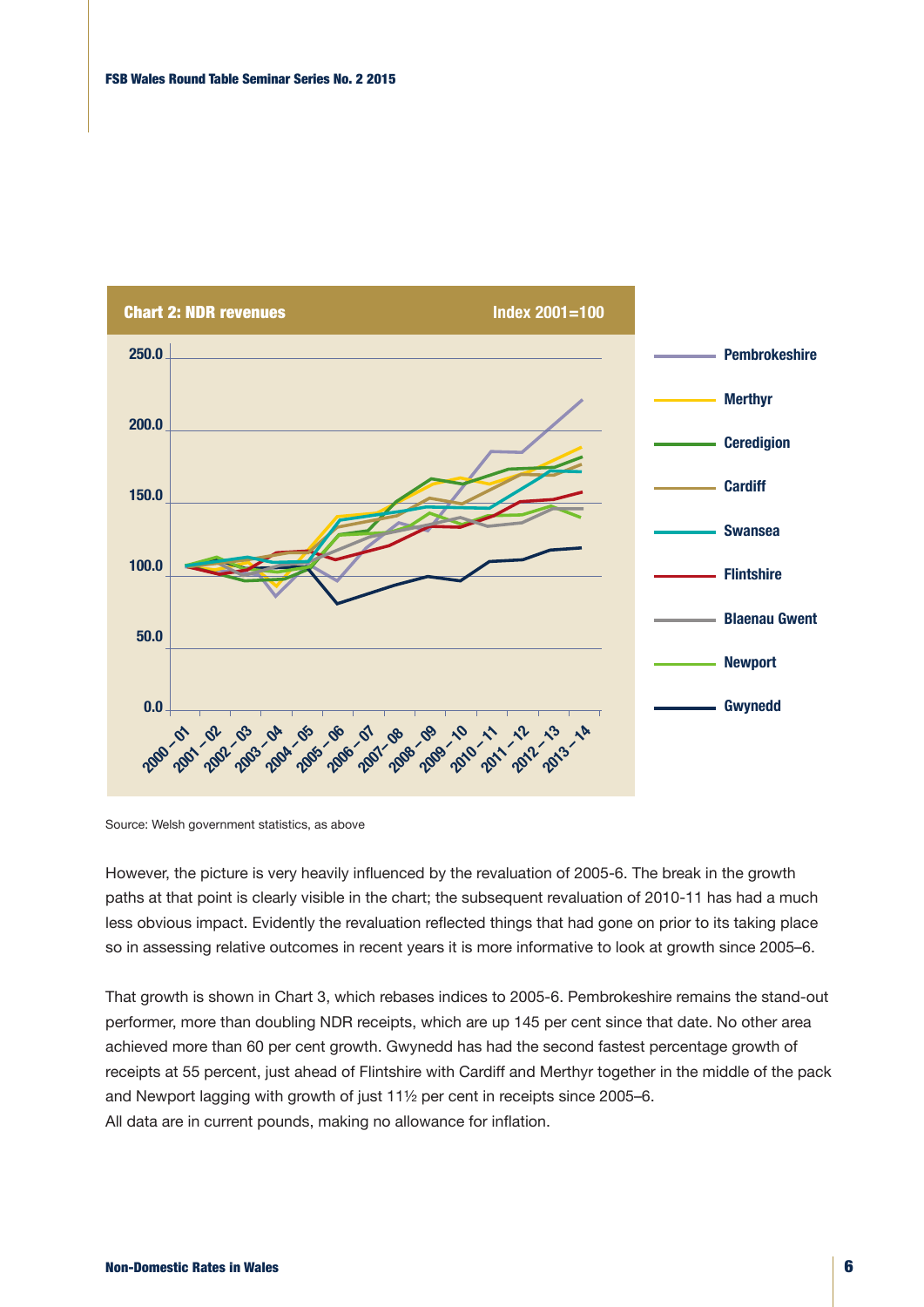**Chart 2: NDR revenues** Index 2001=100

Source: Welsh government statistics, as above

However, the picture is very heavily influenced by the revaluation of 2005-6. The break in the growth paths at that point is clearly visible in the chart; the subsequent revaluation of 2010-11 has had a much less obvious impact. Evidently the revaluation reflected things that had gone on prior to its taking place so in assessing relative outcomes in recent years it is more informative to look at growth since 2005–6.

That growth is shown in Chart 3, which rebases indices to 2005-6. Pembrokeshire remains the stand-out performer, more than doubling NDR receipts, which are up 145 per cent since that date. No other area achieved more than 60 per cent growth. Gwynedd has had the second fastest percentage growth of receipts at 55 percent, just ahead of Flintshire with Cardiff and Merthyr together in the middle of the pack and Newport lagging with growth of just 11½ per cent in receipts since 2005–6.
All data are in current pounds, making no allowance for inflation.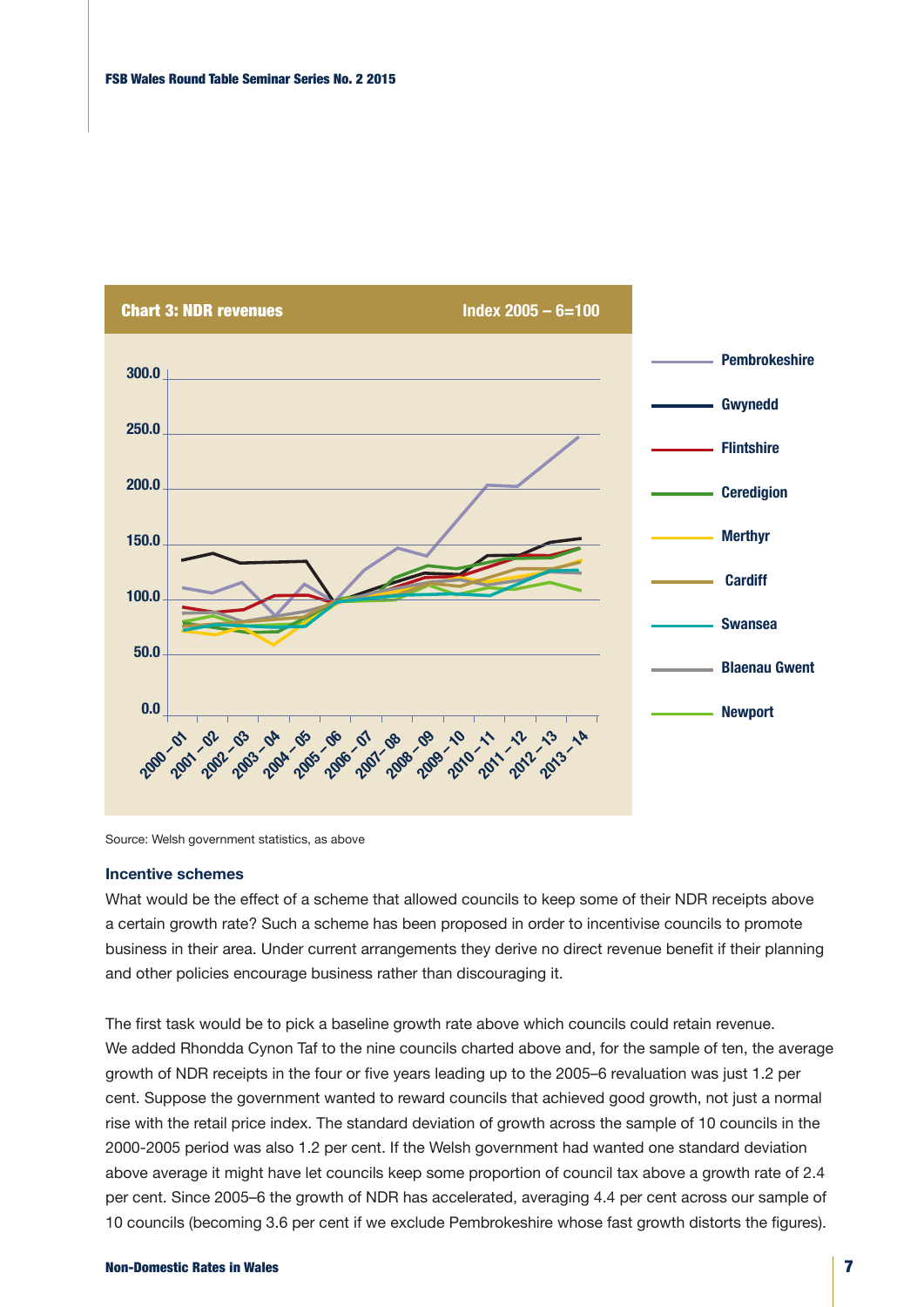**Chart 3: NDR revenues** — Index 2005 – 6=100

Source: Welsh government statistics, as above

### Incentive schemes

What would be the effect of a scheme that allowed councils to keep some of their NDR receipts above a certain growth rate? Such a scheme has been proposed in order to incentivise councils to promote business in their area. Under current arrangements they derive no direct revenue benefit if their planning and other policies encourage business rather than discouraging it.

The first task would be to pick a baseline growth rate above which councils could retain revenue. We added Rhondda Cynon Taf to the nine councils charted above and, for the sample of ten, the average growth of NDR receipts in the four or five years leading up to the 2005–6 revaluation was just 1.2 per cent. Suppose the government wanted to reward councils that achieved good growth, not just a normal rise with the retail price index. The standard deviation of growth across the sample of 10 councils in the 2000-2005 period was also 1.2 per cent. If the Welsh government had wanted one standard deviation above average it might have let councils keep some proportion of council tax above a growth rate of 2.4 per cent. Since 2005–6 the growth of NDR has accelerated, averaging 4.4 per cent across our sample of 10 councils (becoming 3.6 per cent if we exclude Pembrokeshire whose fast growth distorts the figures).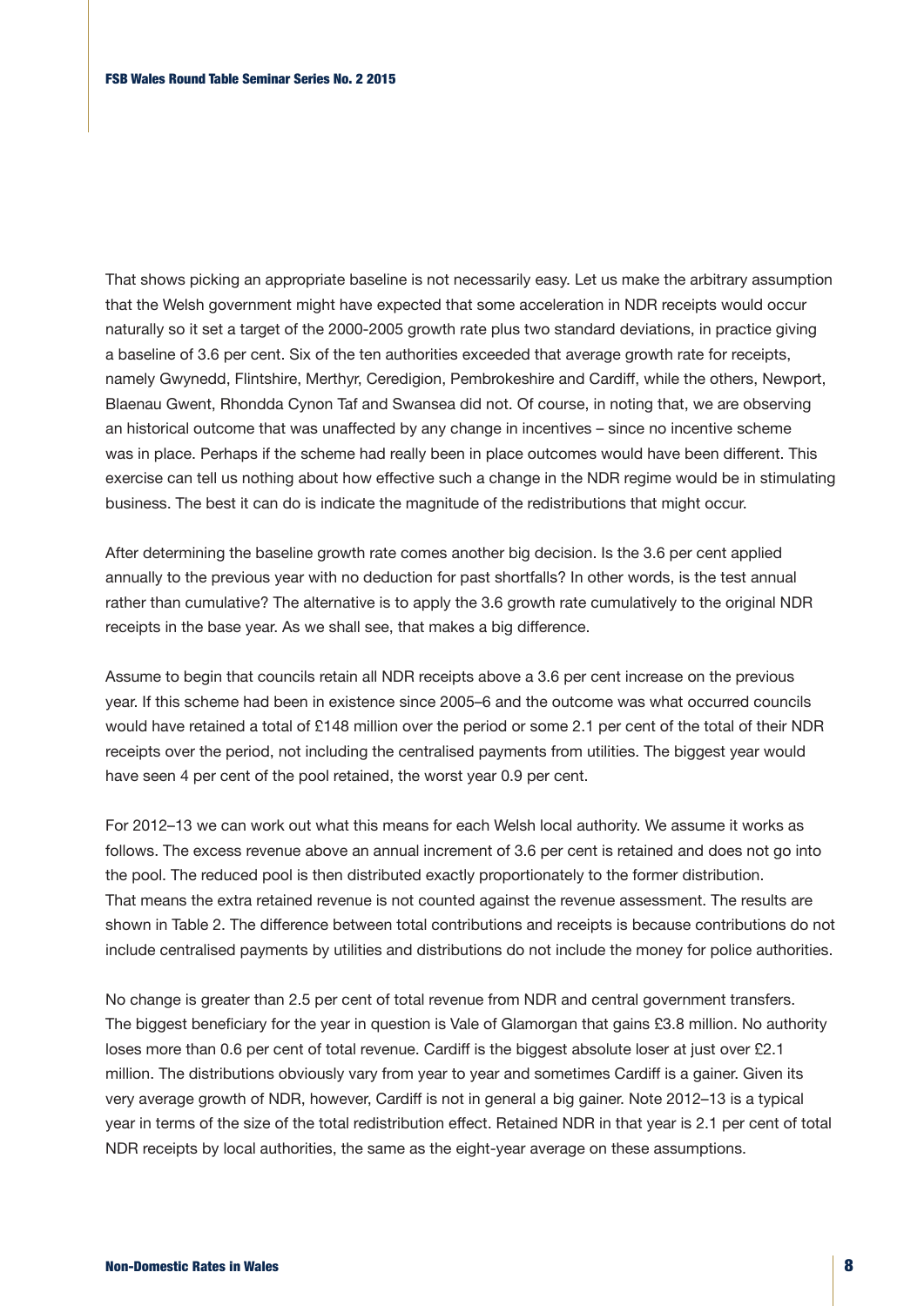That shows picking an appropriate baseline is not necessarily easy. Let us make the arbitrary assumption that the Welsh government might have expected that some acceleration in NDR receipts would occur naturally so it set a target of the 2000-2005 growth rate plus two standard deviations, in practice giving a baseline of 3.6 per cent. Six of the ten authorities exceeded that average growth rate for receipts, namely Gwynedd, Flintshire, Merthyr, Ceredigion, Pembrokeshire and Cardiff, while the others, Newport, Blaenau Gwent, Rhondda Cynon Taf and Swansea did not. Of course, in noting that, we are observing an historical outcome that was unaffected by any change in incentives – since no incentive scheme was in place. Perhaps if the scheme had really been in place outcomes would have been different. This exercise can tell us nothing about how effective such a change in the NDR regime would be in stimulating business. The best it can do is indicate the magnitude of the redistributions that might occur.

After determining the baseline growth rate comes another big decision. Is the 3.6 per cent applied annually to the previous year with no deduction for past shortfalls? In other words, is the test annual rather than cumulative? The alternative is to apply the 3.6 growth rate cumulatively to the original NDR receipts in the base year. As we shall see, that makes a big difference.

Assume to begin that councils retain all NDR receipts above a 3.6 per cent increase on the previous year. If this scheme had been in existence since 2005–6 and the outcome was what occurred councils would have retained a total of £148 million over the period or some 2.1 per cent of the total of their NDR receipts over the period, not including the centralised payments from utilities. The biggest year would have seen 4 per cent of the pool retained, the worst year 0.9 per cent.

For 2012–13 we can work out what this means for each Welsh local authority. We assume it works as follows. The excess revenue above an annual increment of 3.6 per cent is retained and does not go into the pool. The reduced pool is then distributed exactly proportionately to the former distribution. That means the extra retained revenue is not counted against the revenue assessment. The results are shown in Table 2. The difference between total contributions and receipts is because contributions do not include centralised payments by utilities and distributions do not include the money for police authorities.

No change is greater than 2.5 per cent of total revenue from NDR and central government transfers. The biggest beneficiary for the year in question is Vale of Glamorgan that gains £3.8 million. No authority loses more than 0.6 per cent of total revenue. Cardiff is the biggest absolute loser at just over £2.1 million. The distributions obviously vary from year to year and sometimes Cardiff is a gainer. Given its very average growth of NDR, however, Cardiff is not in general a big gainer. Note 2012–13 is a typical year in terms of the size of the total redistribution effect. Retained NDR in that year is 2.1 per cent of total NDR receipts by local authorities, the same as the eight-year average on these assumptions.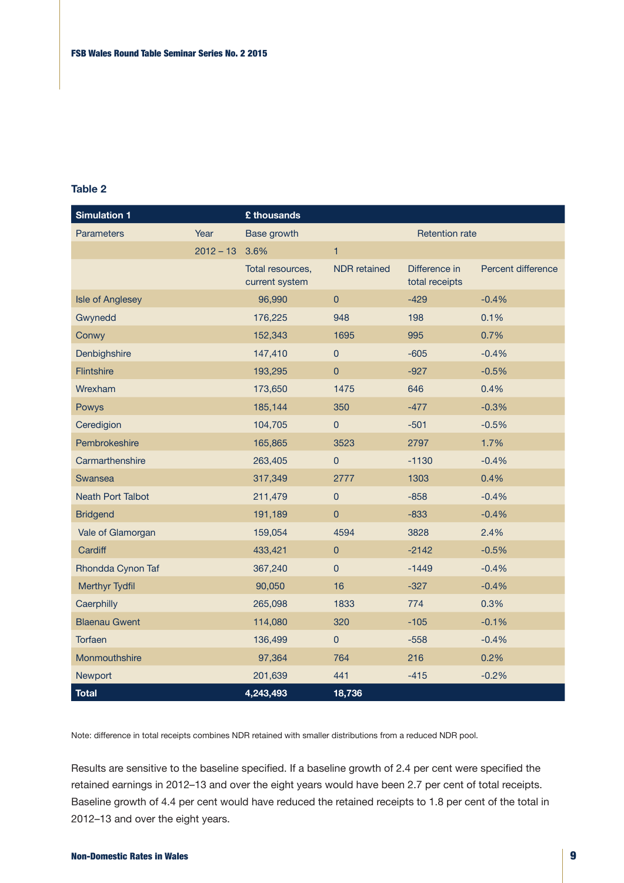**Table 2**

| Simulation 1 | | £ thousands | | | |
|---|---|---|---|---|---|
| Parameters | Year | Base growth | | Retention rate | |
| | 2012 – 13 | 3.6% | 1 | | |
| | | Total resources, current system | NDR retained | Difference in total receipts | Percent difference |
| Isle of Anglesey | | 96,990 | 0 | -429 | -0.4% |
| Gwynedd | | 176,225 | 948 | 198 | 0.1% |
| Conwy | | 152,343 | 1695 | 995 | 0.7% |
| Denbighshire | | 147,410 | 0 | -605 | -0.4% |
| Flintshire | | 193,295 | 0 | -927 | -0.5% |
| Wrexham | | 173,650 | 1475 | 646 | 0.4% |
| Powys | | 185,144 | 350 | -477 | -0.3% |
| Ceredigion | | 104,705 | 0 | -501 | -0.5% |
| Pembrokeshire | | 165,865 | 3523 | 2797 | 1.7% |
| Carmarthenshire | | 263,405 | 0 | -1130 | -0.4% |
| Swansea | | 317,349 | 2777 | 1303 | 0.4% |
| Neath Port Talbot | | 211,479 | 0 | -858 | -0.4% |
| Bridgend | | 191,189 | 0 | -833 | -0.4% |
| Vale of Glamorgan | | 159,054 | 4594 | 3828 | 2.4% |
| Cardiff | | 433,421 | 0 | -2142 | -0.5% |
| Rhondda Cynon Taf | | 367,240 | 0 | -1449 | -0.4% |
| Merthyr Tydfil | | 90,050 | 16 | -327 | -0.4% |
| Caerphilly | | 265,098 | 1833 | 774 | 0.3% |
| Blaenau Gwent | | 114,080 | 320 | -105 | -0.1% |
| Torfaen | | 136,499 | 0 | -558 | -0.4% |
| Monmouthshire | | 97,364 | 764 | 216 | 0.2% |
| Newport | | 201,639 | 441 | -415 | -0.2% |
| **Total** | | **4,243,493** | **18,736** | | |

Note: difference in total receipts combines NDR retained with smaller distributions from a reduced NDR pool.

Results are sensitive to the baseline specified. If a baseline growth of 2.4 per cent were specified the retained earnings in 2012–13 and over the eight years would have been 2.7 per cent of total receipts. Baseline growth of 4.4 per cent would have reduced the retained receipts to 1.8 per cent of the total in 2012–13 and over the eight years.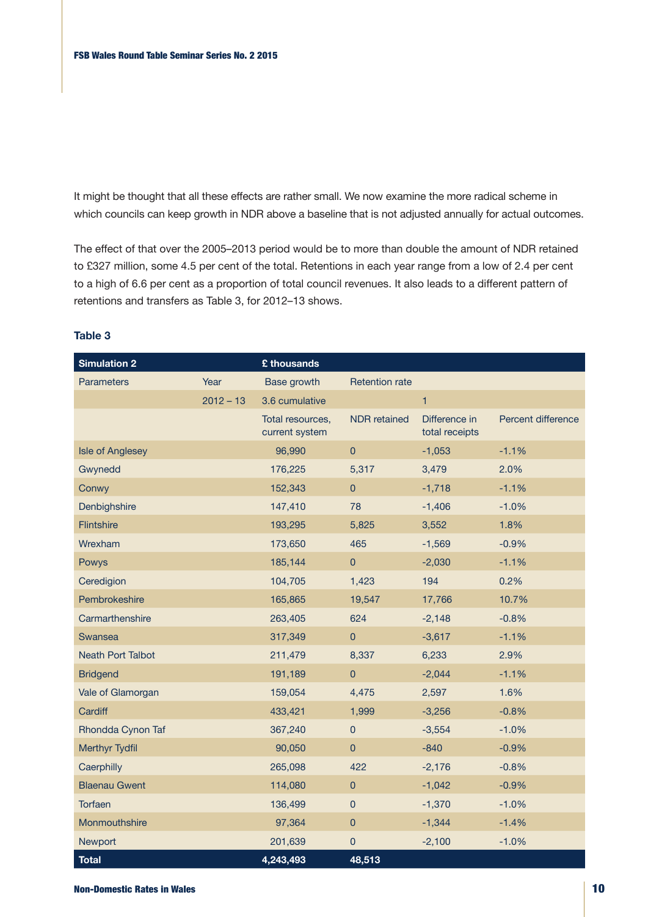It might be thought that all these effects are rather small. We now examine the more radical scheme in which councils can keep growth in NDR above a baseline that is not adjusted annually for actual outcomes.

The effect of that over the 2005–2013 period would be to more than double the amount of NDR retained to £327 million, some 4.5 per cent of the total. Retentions in each year range from a low of 2.4 per cent to a high of 6.6 per cent as a proportion of total council revenues. It also leads to a different pattern of retentions and transfers as Table 3, for 2012–13 shows.

**Table 3**

| Simulation 2 | | £ thousands | | | |
|---|---|---|---|---|---|
| Parameters | Year | Base growth | Retention rate | | |
| | 2012 – 13 | 3.6 cumulative | | 1 | |
| | | Total resources, current system | NDR retained | Difference in total receipts | Percent difference |
| Isle of Anglesey | | 96,990 | 0 | -1,053 | -1.1% |
| Gwynedd | | 176,225 | 5,317 | 3,479 | 2.0% |
| Conwy | | 152,343 | 0 | -1,718 | -1.1% |
| Denbighshire | | 147,410 | 78 | -1,406 | -1.0% |
| Flintshire | | 193,295 | 5,825 | 3,552 | 1.8% |
| Wrexham | | 173,650 | 465 | -1,569 | -0.9% |
| Powys | | 185,144 | 0 | -2,030 | -1.1% |
| Ceredigion | | 104,705 | 1,423 | 194 | 0.2% |
| Pembrokeshire | | 165,865 | 19,547 | 17,766 | 10.7% |
| Carmarthenshire | | 263,405 | 624 | -2,148 | -0.8% |
| Swansea | | 317,349 | 0 | -3,617 | -1.1% |
| Neath Port Talbot | | 211,479 | 8,337 | 6,233 | 2.9% |
| Bridgend | | 191,189 | 0 | -2,044 | -1.1% |
| Vale of Glamorgan | | 159,054 | 4,475 | 2,597 | 1.6% |
| Cardiff | | 433,421 | 1,999 | -3,256 | -0.8% |
| Rhondda Cynon Taf | | 367,240 | 0 | -3,554 | -1.0% |
| Merthyr Tydfil | | 90,050 | 0 | -840 | -0.9% |
| Caerphilly | | 265,098 | 422 | -2,176 | -0.8% |
| Blaenau Gwent | | 114,080 | 0 | -1,042 | -0.9% |
| Torfaen | | 136,499 | 0 | -1,370 | -1.0% |
| Monmouthshire | | 97,364 | 0 | -1,344 | -1.4% |
| Newport | | 201,639 | 0 | -2,100 | -1.0% |
| **Total** | | **4,243,493** | **48,513** | | |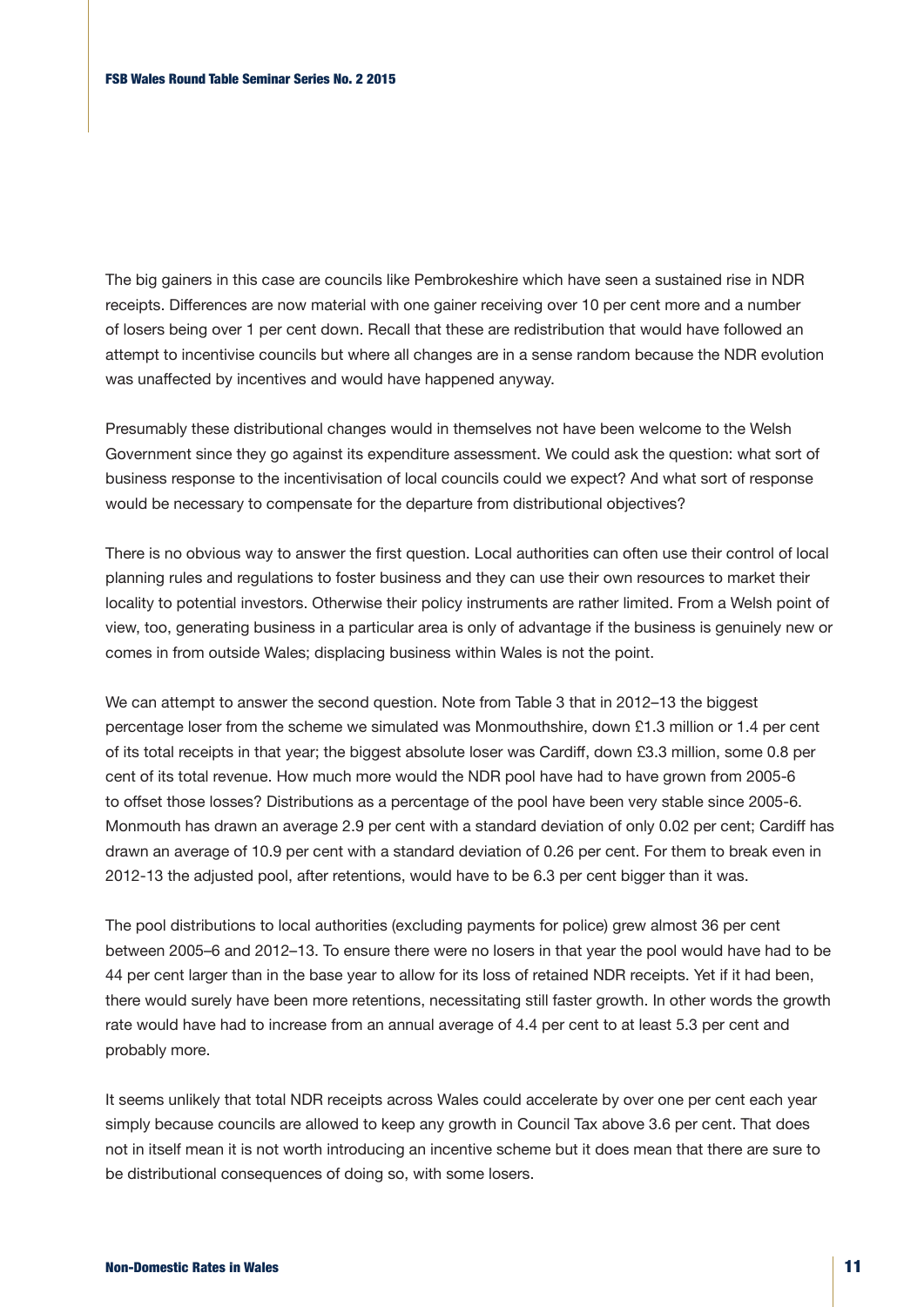The big gainers in this case are councils like Pembrokeshire which have seen a sustained rise in NDR receipts. Differences are now material with one gainer receiving over 10 per cent more and a number of losers being over 1 per cent down. Recall that these are redistribution that would have followed an attempt to incentivise councils but where all changes are in a sense random because the NDR evolution was unaffected by incentives and would have happened anyway.

Presumably these distributional changes would in themselves not have been welcome to the Welsh Government since they go against its expenditure assessment. We could ask the question: what sort of business response to the incentivisation of local councils could we expect? And what sort of response would be necessary to compensate for the departure from distributional objectives?

There is no obvious way to answer the first question. Local authorities can often use their control of local planning rules and regulations to foster business and they can use their own resources to market their locality to potential investors. Otherwise their policy instruments are rather limited. From a Welsh point of view, too, generating business in a particular area is only of advantage if the business is genuinely new or comes in from outside Wales; displacing business within Wales is not the point.

We can attempt to answer the second question. Note from Table 3 that in 2012–13 the biggest percentage loser from the scheme we simulated was Monmouthshire, down £1.3 million or 1.4 per cent of its total receipts in that year; the biggest absolute loser was Cardiff, down £3.3 million, some 0.8 per cent of its total revenue. How much more would the NDR pool have had to have grown from 2005-6 to offset those losses? Distributions as a percentage of the pool have been very stable since 2005-6. Monmouth has drawn an average 2.9 per cent with a standard deviation of only 0.02 per cent; Cardiff has drawn an average of 10.9 per cent with a standard deviation of 0.26 per cent. For them to break even in 2012-13 the adjusted pool, after retentions, would have to be 6.3 per cent bigger than it was.

The pool distributions to local authorities (excluding payments for police) grew almost 36 per cent between 2005–6 and 2012–13. To ensure there were no losers in that year the pool would have had to be 44 per cent larger than in the base year to allow for its loss of retained NDR receipts. Yet if it had been, there would surely have been more retentions, necessitating still faster growth. In other words the growth rate would have had to increase from an annual average of 4.4 per cent to at least 5.3 per cent and probably more.

It seems unlikely that total NDR receipts across Wales could accelerate by over one per cent each year simply because councils are allowed to keep any growth in Council Tax above 3.6 per cent. That does not in itself mean it is not worth introducing an incentive scheme but it does mean that there are sure to be distributional consequences of doing so, with some losers.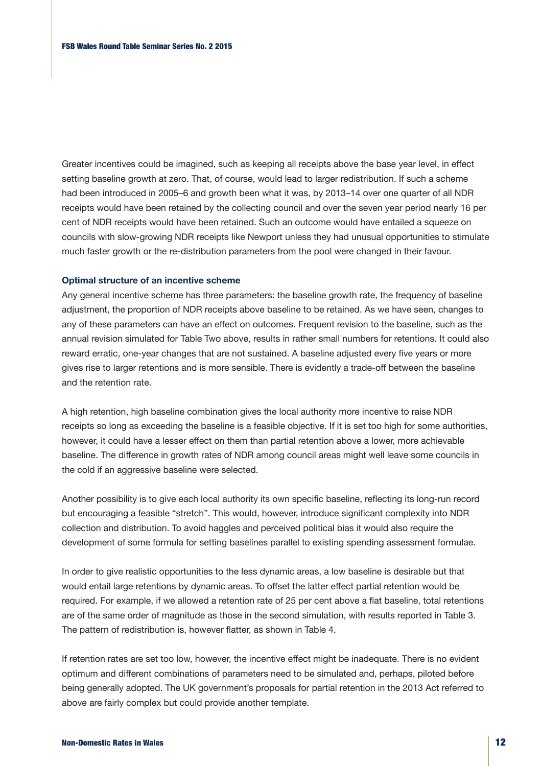Greater incentives could be imagined, such as keeping all receipts above the base year level, in effect setting baseline growth at zero. That, of course, would lead to larger redistribution. If such a scheme had been introduced in 2005–6 and growth been what it was, by 2013–14 over one quarter of all NDR receipts would have been retained by the collecting council and over the seven year period nearly 16 per cent of NDR receipts would have been retained. Such an outcome would have entailed a squeeze on councils with slow-growing NDR receipts like Newport unless they had unusual opportunities to stimulate much faster growth or the re-distribution parameters from the pool were changed in their favour.

### Optimal structure of an incentive scheme

Any general incentive scheme has three parameters: the baseline growth rate, the frequency of baseline adjustment, the proportion of NDR receipts above baseline to be retained. As we have seen, changes to any of these parameters can have an effect on outcomes. Frequent revision to the baseline, such as the annual revision simulated for Table Two above, results in rather small numbers for retentions. It could also reward erratic, one-year changes that are not sustained. A baseline adjusted every five years or more gives rise to larger retentions and is more sensible. There is evidently a trade-off between the baseline and the retention rate.

A high retention, high baseline combination gives the local authority more incentive to raise NDR receipts so long as exceeding the baseline is a feasible objective. If it is set too high for some authorities, however, it could have a lesser effect on them than partial retention above a lower, more achievable baseline. The difference in growth rates of NDR among council areas might well leave some councils in the cold if an aggressive baseline were selected.

Another possibility is to give each local authority its own specific baseline, reflecting its long-run record but encouraging a feasible "stretch". This would, however, introduce significant complexity into NDR collection and distribution. To avoid haggles and perceived political bias it would also require the development of some formula for setting baselines parallel to existing spending assessment formulae.

In order to give realistic opportunities to the less dynamic areas, a low baseline is desirable but that would entail large retentions by dynamic areas. To offset the latter effect partial retention would be required. For example, if we allowed a retention rate of 25 per cent above a flat baseline, total retentions are of the same order of magnitude as those in the second simulation, with results reported in Table 3. The pattern of redistribution is, however flatter, as shown in Table 4.

If retention rates are set too low, however, the incentive effect might be inadequate. There is no evident optimum and different combinations of parameters need to be simulated and, perhaps, piloted before being generally adopted. The UK government's proposals for partial retention in the 2013 Act referred to above are fairly complex but could provide another template.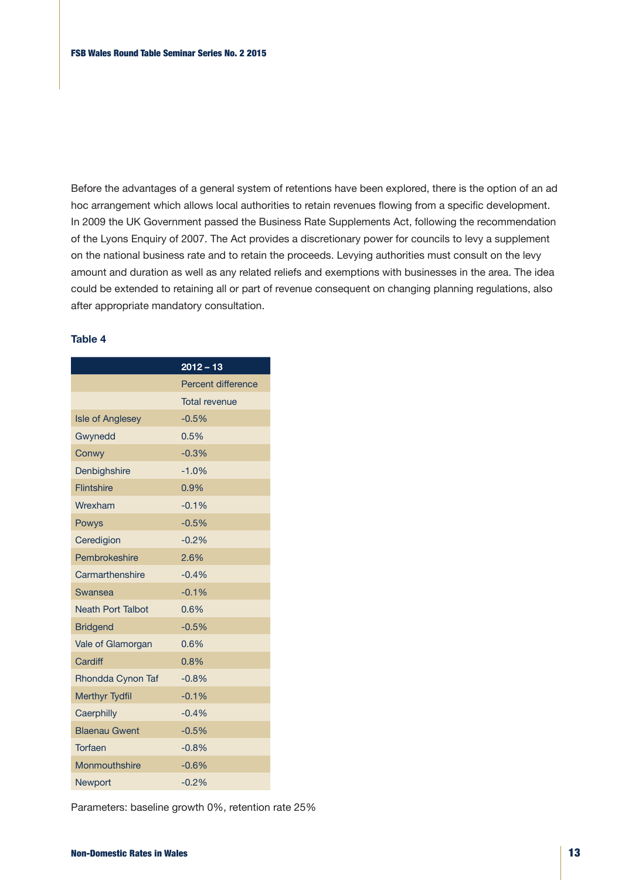Before the advantages of a general system of retentions have been explored, there is the option of an ad hoc arrangement which allows local authorities to retain revenues flowing from a specific development. In 2009 the UK Government passed the Business Rate Supplements Act, following the recommendation of the Lyons Enquiry of 2007. The Act provides a discretionary power for councils to levy a supplement on the national business rate and to retain the proceeds. Levying authorities must consult on the levy amount and duration as well as any related reliefs and exemptions with businesses in the area. The idea could be extended to retaining all or part of revenue consequent on changing planning regulations, also after appropriate mandatory consultation.

**Table 4**

| | 2012 – 13 |
|---|---|
| | Percent difference |
| | Total revenue |
| Isle of Anglesey | -0.5% |
| Gwynedd | 0.5% |
| Conwy | -0.3% |
| Denbighshire | -1.0% |
| Flintshire | 0.9% |
| Wrexham | -0.1% |
| Powys | -0.5% |
| Ceredigion | -0.2% |
| Pembrokeshire | 2.6% |
| Carmarthenshire | -0.4% |
| Swansea | -0.1% |
| Neath Port Talbot | 0.6% |
| Bridgend | -0.5% |
| Vale of Glamorgan | 0.6% |
| Cardiff | 0.8% |
| Rhondda Cynon Taf | -0.8% |
| Merthyr Tydfil | -0.1% |
| Caerphilly | -0.4% |
| Blaenau Gwent | -0.5% |
| Torfaen | -0.8% |
| Monmouthshire | -0.6% |
| Newport | -0.2% |

Parameters: baseline growth 0%, retention rate 25%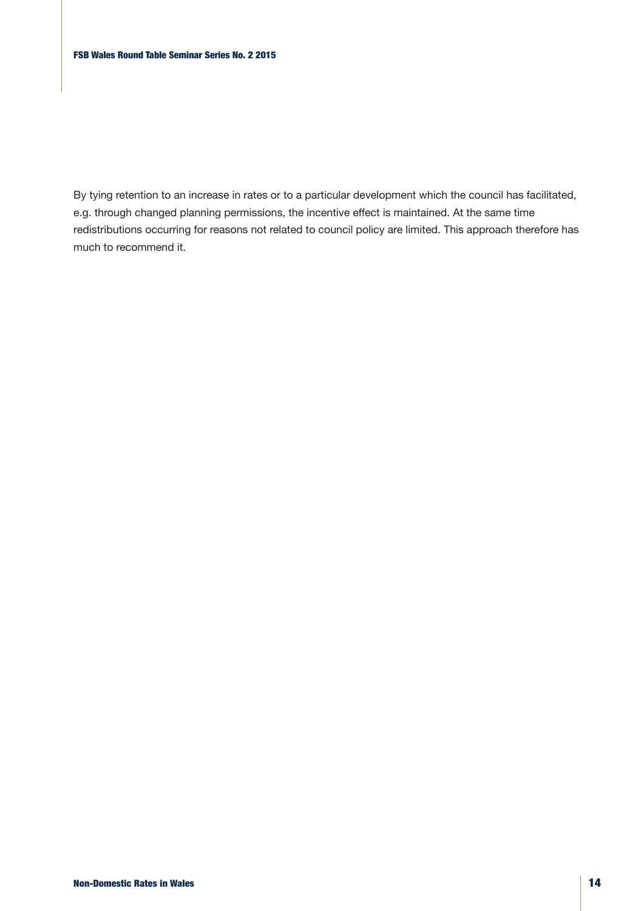By tying retention to an increase in rates or to a particular development which the council has facilitated, e.g. through changed planning permissions, the incentive effect is maintained. At the same time redistributions occurring for reasons not related to council policy are limited. This approach therefore has much to recommend it.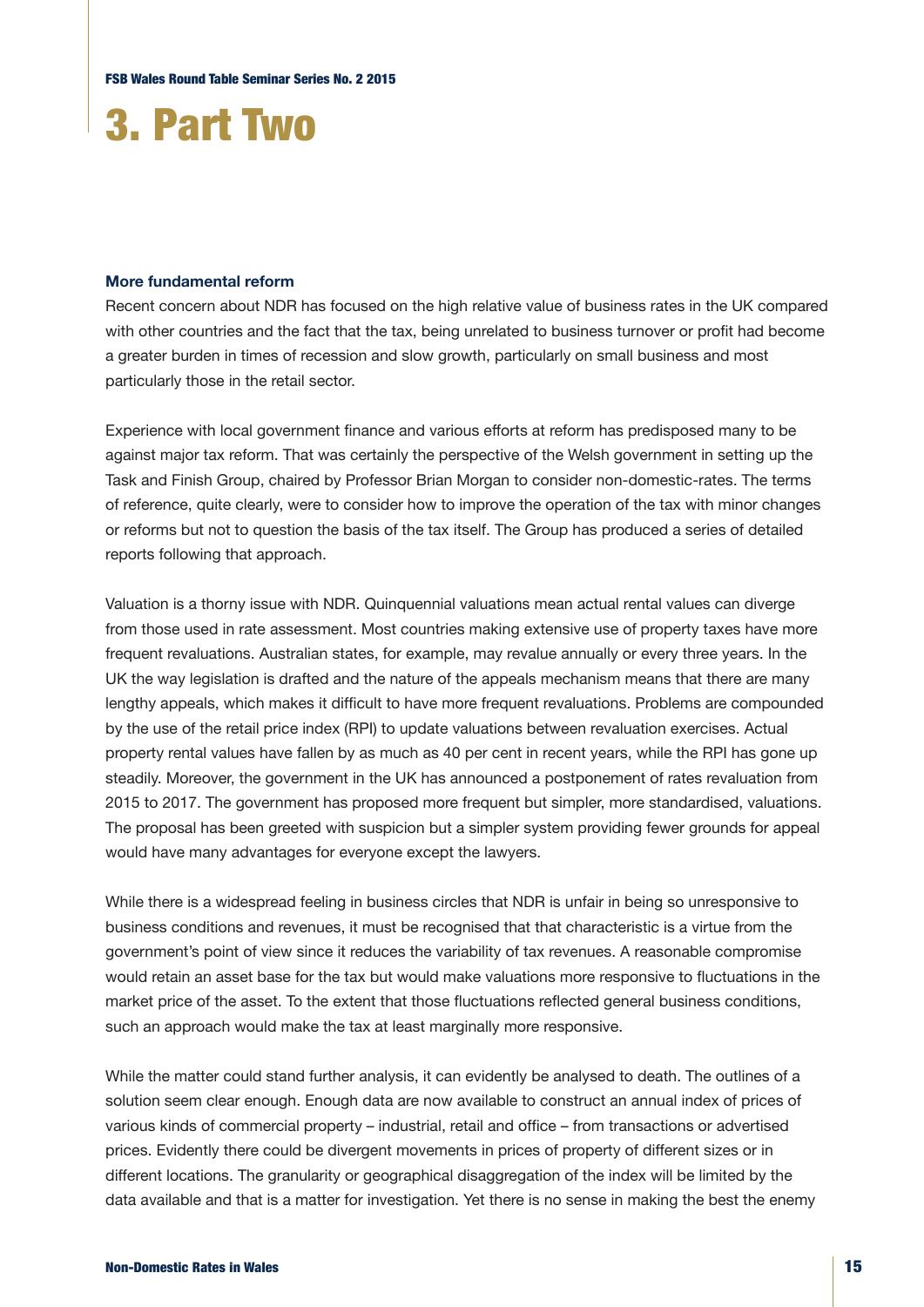# 3. Part Two

### More fundamental reform

Recent concern about NDR has focused on the high relative value of business rates in the UK compared with other countries and the fact that the tax, being unrelated to business turnover or profit had become a greater burden in times of recession and slow growth, particularly on small business and most particularly those in the retail sector.

Experience with local government finance and various efforts at reform has predisposed many to be against major tax reform. That was certainly the perspective of the Welsh government in setting up the Task and Finish Group, chaired by Professor Brian Morgan to consider non-domestic-rates. The terms of reference, quite clearly, were to consider how to improve the operation of the tax with minor changes or reforms but not to question the basis of the tax itself. The Group has produced a series of detailed reports following that approach.

Valuation is a thorny issue with NDR. Quinquennial valuations mean actual rental values can diverge from those used in rate assessment. Most countries making extensive use of property taxes have more frequent revaluations. Australian states, for example, may revalue annually or every three years. In the UK the way legislation is drafted and the nature of the appeals mechanism means that there are many lengthy appeals, which makes it difficult to have more frequent revaluations. Problems are compounded by the use of the retail price index (RPI) to update valuations between revaluation exercises. Actual property rental values have fallen by as much as 40 per cent in recent years, while the RPI has gone up steadily. Moreover, the government in the UK has announced a postponement of rates revaluation from 2015 to 2017. The government has proposed more frequent but simpler, more standardised, valuations. The proposal has been greeted with suspicion but a simpler system providing fewer grounds for appeal would have many advantages for everyone except the lawyers.

While there is a widespread feeling in business circles that NDR is unfair in being so unresponsive to business conditions and revenues, it must be recognised that that characteristic is a virtue from the government's point of view since it reduces the variability of tax revenues. A reasonable compromise would retain an asset base for the tax but would make valuations more responsive to fluctuations in the market price of the asset. To the extent that those fluctuations reflected general business conditions, such an approach would make the tax at least marginally more responsive.

While the matter could stand further analysis, it can evidently be analysed to death. The outlines of a solution seem clear enough. Enough data are now available to construct an annual index of prices of various kinds of commercial property – industrial, retail and office – from transactions or advertised prices. Evidently there could be divergent movements in prices of property of different sizes or in different locations. The granularity or geographical disaggregation of the index will be limited by the data available and that is a matter for investigation. Yet there is no sense in making the best the enemy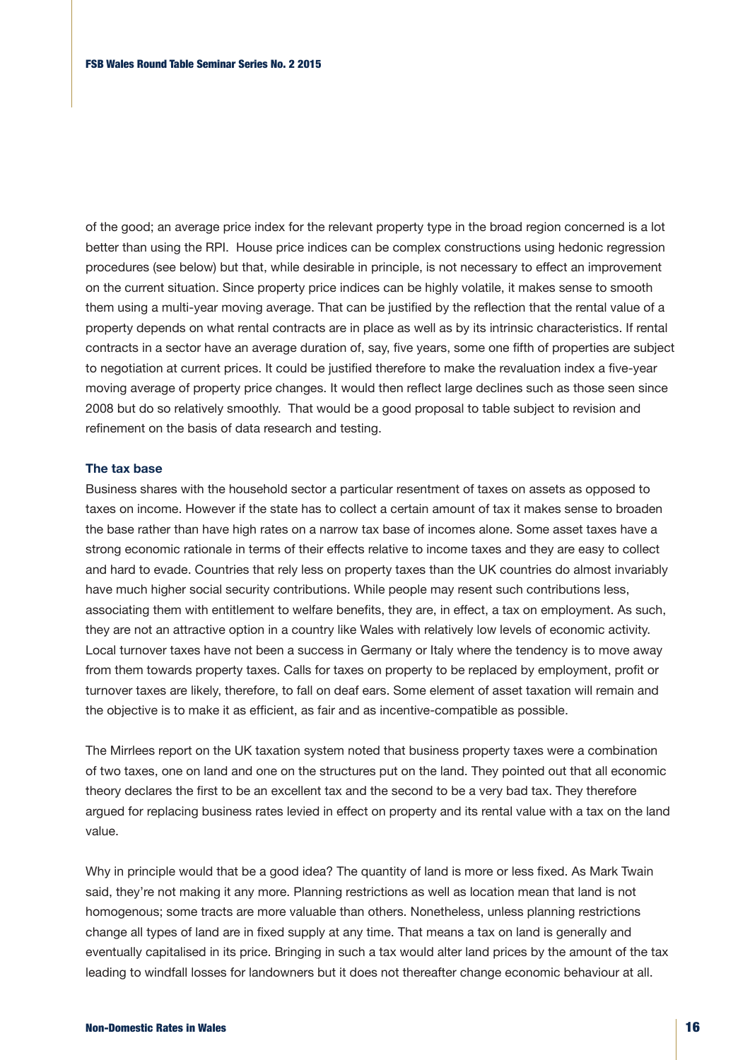of the good; an average price index for the relevant property type in the broad region concerned is a lot better than using the RPI. House price indices can be complex constructions using hedonic regression procedures (see below) but that, while desirable in principle, is not necessary to effect an improvement on the current situation. Since property price indices can be highly volatile, it makes sense to smooth them using a multi-year moving average. That can be justified by the reflection that the rental value of a property depends on what rental contracts are in place as well as by its intrinsic characteristics. If rental contracts in a sector have an average duration of, say, five years, some one fifth of properties are subject to negotiation at current prices. It could be justified therefore to make the revaluation index a five-year moving average of property price changes. It would then reflect large declines such as those seen since 2008 but do so relatively smoothly. That would be a good proposal to table subject to revision and refinement on the basis of data research and testing.

### The tax base

Business shares with the household sector a particular resentment of taxes on assets as opposed to taxes on income. However if the state has to collect a certain amount of tax it makes sense to broaden the base rather than have high rates on a narrow tax base of incomes alone. Some asset taxes have a strong economic rationale in terms of their effects relative to income taxes and they are easy to collect and hard to evade. Countries that rely less on property taxes than the UK countries do almost invariably have much higher social security contributions. While people may resent such contributions less, associating them with entitlement to welfare benefits, they are, in effect, a tax on employment. As such, they are not an attractive option in a country like Wales with relatively low levels of economic activity. Local turnover taxes have not been a success in Germany or Italy where the tendency is to move away from them towards property taxes. Calls for taxes on property to be replaced by employment, profit or turnover taxes are likely, therefore, to fall on deaf ears. Some element of asset taxation will remain and the objective is to make it as efficient, as fair and as incentive-compatible as possible.

The Mirrlees report on the UK taxation system noted that business property taxes were a combination of two taxes, one on land and one on the structures put on the land. They pointed out that all economic theory declares the first to be an excellent tax and the second to be a very bad tax. They therefore argued for replacing business rates levied in effect on property and its rental value with a tax on the land value.

Why in principle would that be a good idea? The quantity of land is more or less fixed. As Mark Twain said, they're not making it any more. Planning restrictions as well as location mean that land is not homogenous; some tracts are more valuable than others. Nonetheless, unless planning restrictions change all types of land are in fixed supply at any time. That means a tax on land is generally and eventually capitalised in its price. Bringing in such a tax would alter land prices by the amount of the tax leading to windfall losses for landowners but it does not thereafter change economic behaviour at all.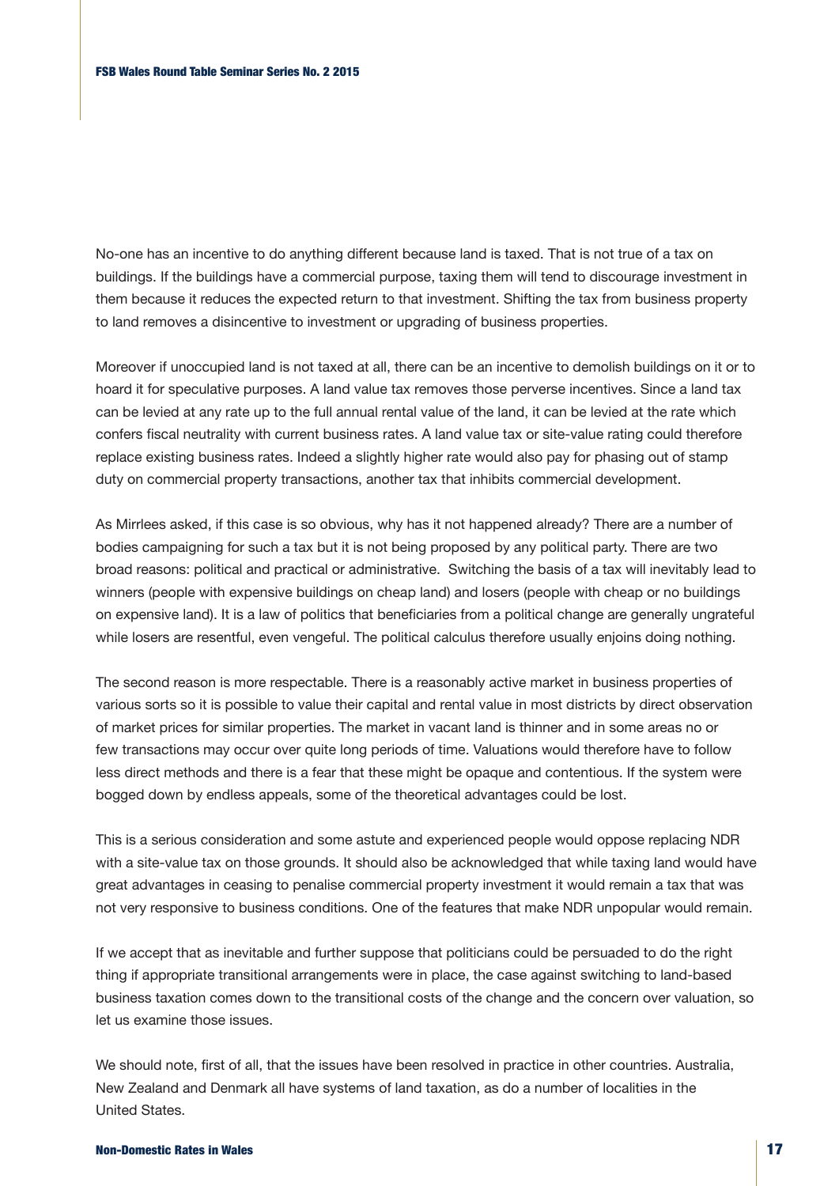No-one has an incentive to do anything different because land is taxed. That is not true of a tax on buildings. If the buildings have a commercial purpose, taxing them will tend to discourage investment in them because it reduces the expected return to that investment. Shifting the tax from business property to land removes a disincentive to investment or upgrading of business properties.

Moreover if unoccupied land is not taxed at all, there can be an incentive to demolish buildings on it or to hoard it for speculative purposes. A land value tax removes those perverse incentives. Since a land tax can be levied at any rate up to the full annual rental value of the land, it can be levied at the rate which confers fiscal neutrality with current business rates. A land value tax or site-value rating could therefore replace existing business rates. Indeed a slightly higher rate would also pay for phasing out of stamp duty on commercial property transactions, another tax that inhibits commercial development.

As Mirrlees asked, if this case is so obvious, why has it not happened already? There are a number of bodies campaigning for such a tax but it is not being proposed by any political party. There are two broad reasons: political and practical or administrative. Switching the basis of a tax will inevitably lead to winners (people with expensive buildings on cheap land) and losers (people with cheap or no buildings on expensive land). It is a law of politics that beneficiaries from a political change are generally ungrateful while losers are resentful, even vengeful. The political calculus therefore usually enjoins doing nothing.

The second reason is more respectable. There is a reasonably active market in business properties of various sorts so it is possible to value their capital and rental value in most districts by direct observation of market prices for similar properties. The market in vacant land is thinner and in some areas no or few transactions may occur over quite long periods of time. Valuations would therefore have to follow less direct methods and there is a fear that these might be opaque and contentious. If the system were bogged down by endless appeals, some of the theoretical advantages could be lost.

This is a serious consideration and some astute and experienced people would oppose replacing NDR with a site-value tax on those grounds. It should also be acknowledged that while taxing land would have great advantages in ceasing to penalise commercial property investment it would remain a tax that was not very responsive to business conditions. One of the features that make NDR unpopular would remain.

If we accept that as inevitable and further suppose that politicians could be persuaded to do the right thing if appropriate transitional arrangements were in place, the case against switching to land-based business taxation comes down to the transitional costs of the change and the concern over valuation, so let us examine those issues.

We should note, first of all, that the issues have been resolved in practice in other countries. Australia, New Zealand and Denmark all have systems of land taxation, as do a number of localities in the United States.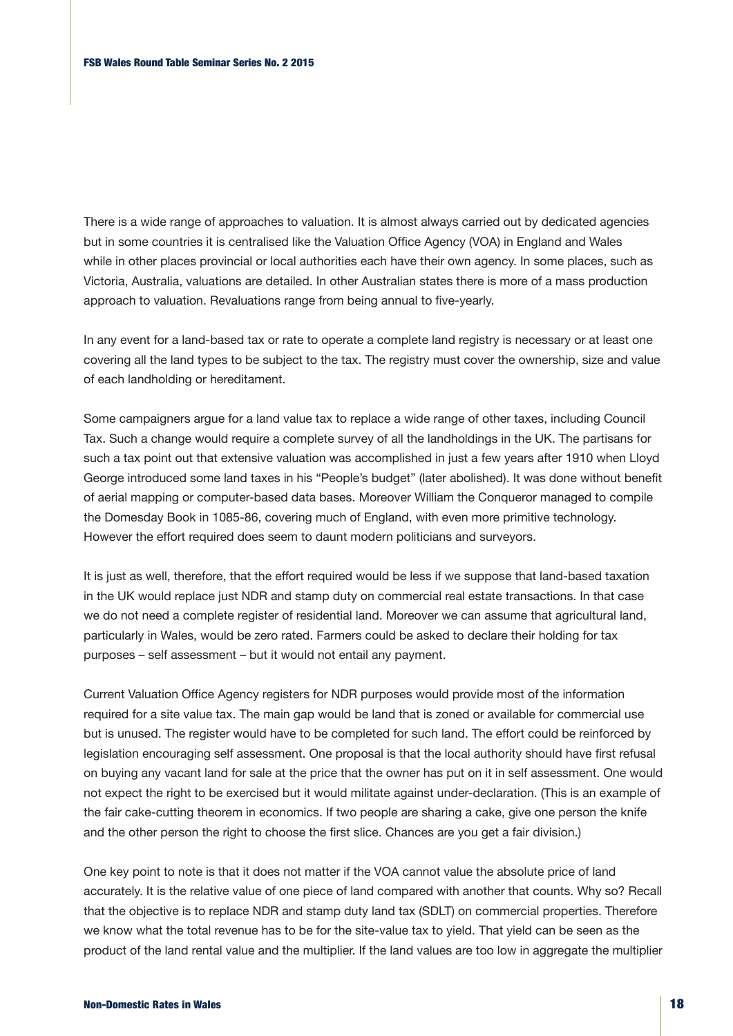There is a wide range of approaches to valuation. It is almost always carried out by dedicated agencies but in some countries it is centralised like the Valuation Office Agency (VOA) in England and Wales while in other places provincial or local authorities each have their own agency. In some places, such as Victoria, Australia, valuations are detailed. In other Australian states there is more of a mass production approach to valuation. Revaluations range from being annual to five-yearly.

In any event for a land-based tax or rate to operate a complete land registry is necessary or at least one covering all the land types to be subject to the tax. The registry must cover the ownership, size and value of each landholding or hereditament.

Some campaigners argue for a land value tax to replace a wide range of other taxes, including Council Tax. Such a change would require a complete survey of all the landholdings in the UK. The partisans for such a tax point out that extensive valuation was accomplished in just a few years after 1910 when Lloyd George introduced some land taxes in his "People's budget" (later abolished). It was done without benefit of aerial mapping or computer-based data bases. Moreover William the Conqueror managed to compile the Domesday Book in 1085-86, covering much of England, with even more primitive technology. However the effort required does seem to daunt modern politicians and surveyors.

It is just as well, therefore, that the effort required would be less if we suppose that land-based taxation in the UK would replace just NDR and stamp duty on commercial real estate transactions. In that case we do not need a complete register of residential land. Moreover we can assume that agricultural land, particularly in Wales, would be zero rated. Farmers could be asked to declare their holding for tax purposes – self assessment – but it would not entail any payment.

Current Valuation Office Agency registers for NDR purposes would provide most of the information required for a site value tax. The main gap would be land that is zoned or available for commercial use but is unused. The register would have to be completed for such land. The effort could be reinforced by legislation encouraging self assessment. One proposal is that the local authority should have first refusal on buying any vacant land for sale at the price that the owner has put on it in self assessment. One would not expect the right to be exercised but it would militate against under-declaration. (This is an example of the fair cake-cutting theorem in economics. If two people are sharing a cake, give one person the knife and the other person the right to choose the first slice. Chances are you get a fair division.)

One key point to note is that it does not matter if the VOA cannot value the absolute price of land accurately. It is the relative value of one piece of land compared with another that counts. Why so? Recall that the objective is to replace NDR and stamp duty land tax (SDLT) on commercial properties. Therefore we know what the total revenue has to be for the site-value tax to yield. That yield can be seen as the product of the land rental value and the multiplier. If the land values are too low in aggregate the multiplier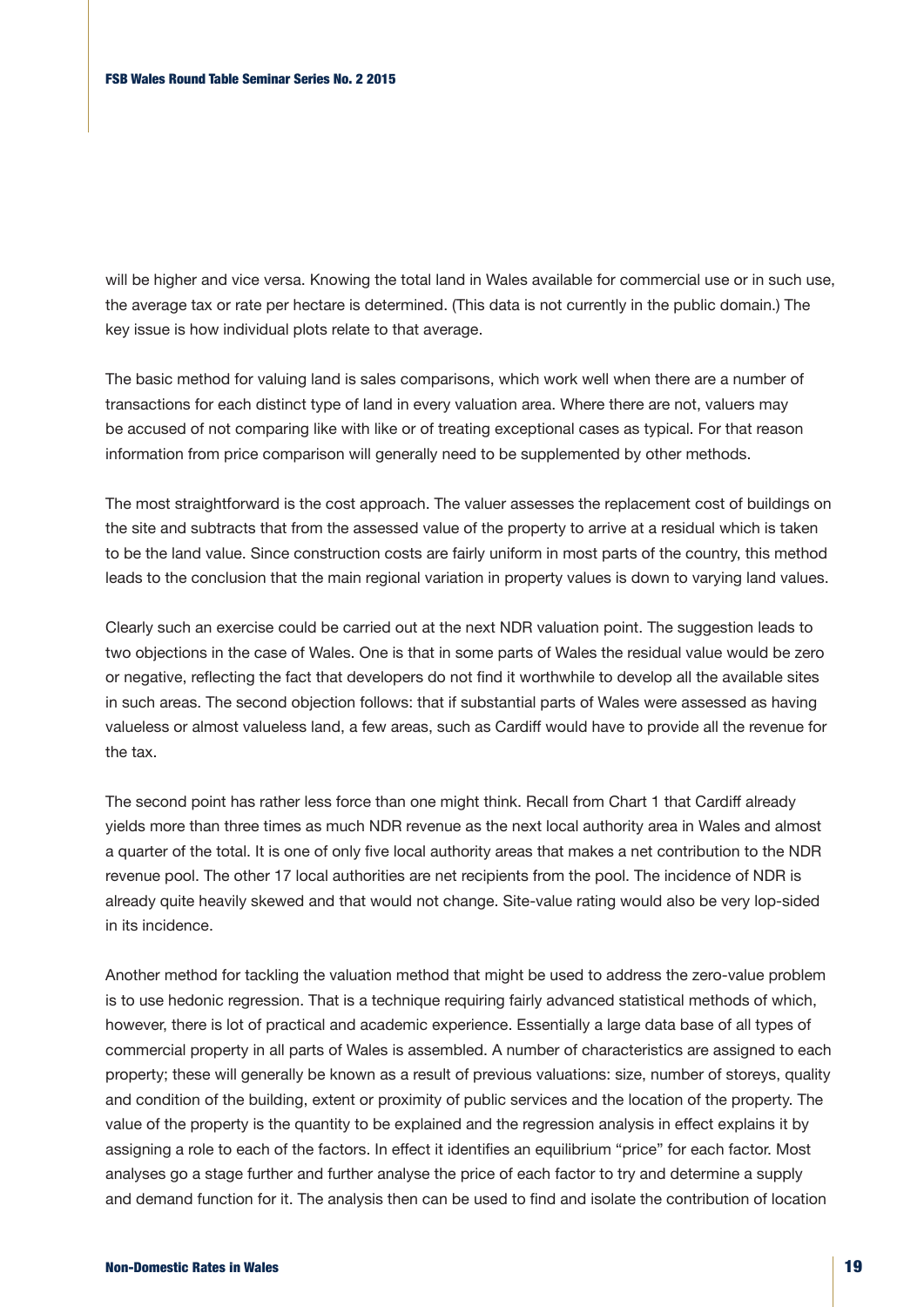will be higher and vice versa. Knowing the total land in Wales available for commercial use or in such use, the average tax or rate per hectare is determined. (This data is not currently in the public domain.) The key issue is how individual plots relate to that average.

The basic method for valuing land is sales comparisons, which work well when there are a number of transactions for each distinct type of land in every valuation area. Where there are not, valuers may be accused of not comparing like with like or of treating exceptional cases as typical. For that reason information from price comparison will generally need to be supplemented by other methods.

The most straightforward is the cost approach. The valuer assesses the replacement cost of buildings on the site and subtracts that from the assessed value of the property to arrive at a residual which is taken to be the land value. Since construction costs are fairly uniform in most parts of the country, this method leads to the conclusion that the main regional variation in property values is down to varying land values.

Clearly such an exercise could be carried out at the next NDR valuation point. The suggestion leads to two objections in the case of Wales. One is that in some parts of Wales the residual value would be zero or negative, reflecting the fact that developers do not find it worthwhile to develop all the available sites in such areas. The second objection follows: that if substantial parts of Wales were assessed as having valueless or almost valueless land, a few areas, such as Cardiff would have to provide all the revenue for the tax.

The second point has rather less force than one might think. Recall from Chart 1 that Cardiff already yields more than three times as much NDR revenue as the next local authority area in Wales and almost a quarter of the total. It is one of only five local authority areas that makes a net contribution to the NDR revenue pool. The other 17 local authorities are net recipients from the pool. The incidence of NDR is already quite heavily skewed and that would not change. Site-value rating would also be very lop-sided in its incidence.

Another method for tackling the valuation method that might be used to address the zero-value problem is to use hedonic regression. That is a technique requiring fairly advanced statistical methods of which, however, there is lot of practical and academic experience. Essentially a large data base of all types of commercial property in all parts of Wales is assembled. A number of characteristics are assigned to each property; these will generally be known as a result of previous valuations: size, number of storeys, quality and condition of the building, extent or proximity of public services and the location of the property. The value of the property is the quantity to be explained and the regression analysis in effect explains it by assigning a role to each of the factors. In effect it identifies an equilibrium "price" for each factor. Most analyses go a stage further and further analyse the price of each factor to try and determine a supply and demand function for it. The analysis then can be used to find and isolate the contribution of location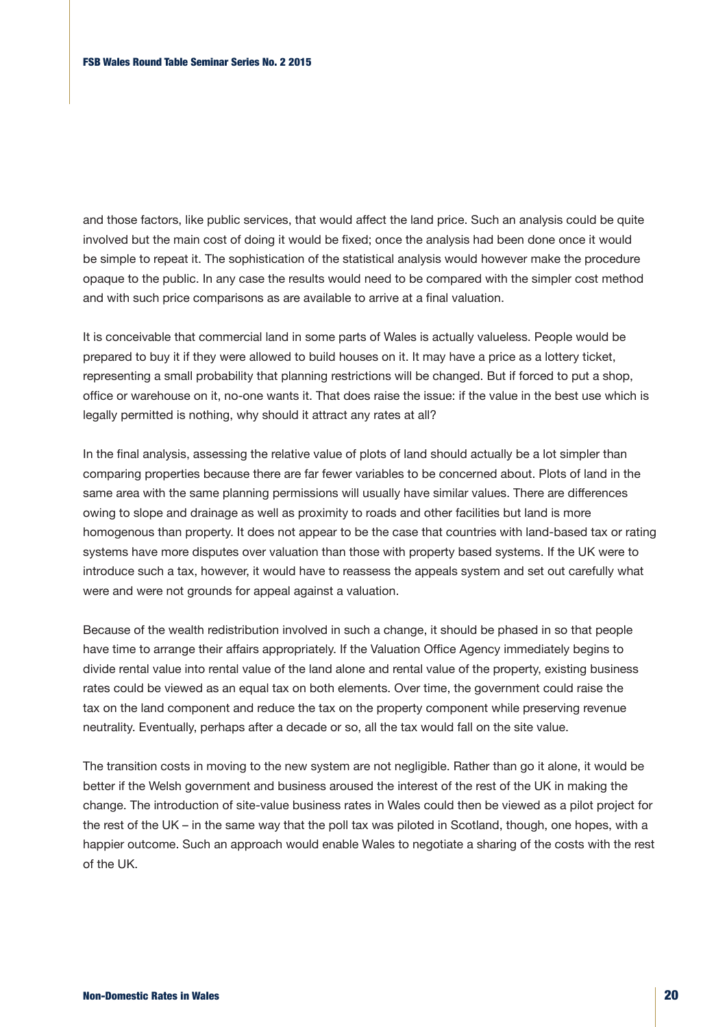and those factors, like public services, that would affect the land price. Such an analysis could be quite involved but the main cost of doing it would be fixed; once the analysis had been done once it would be simple to repeat it. The sophistication of the statistical analysis would however make the procedure opaque to the public. In any case the results would need to be compared with the simpler cost method and with such price comparisons as are available to arrive at a final valuation.

It is conceivable that commercial land in some parts of Wales is actually valueless. People would be prepared to buy it if they were allowed to build houses on it. It may have a price as a lottery ticket, representing a small probability that planning restrictions will be changed. But if forced to put a shop, office or warehouse on it, no-one wants it. That does raise the issue: if the value in the best use which is legally permitted is nothing, why should it attract any rates at all?

In the final analysis, assessing the relative value of plots of land should actually be a lot simpler than comparing properties because there are far fewer variables to be concerned about. Plots of land in the same area with the same planning permissions will usually have similar values. There are differences owing to slope and drainage as well as proximity to roads and other facilities but land is more homogenous than property. It does not appear to be the case that countries with land-based tax or rating systems have more disputes over valuation than those with property based systems. If the UK were to introduce such a tax, however, it would have to reassess the appeals system and set out carefully what were and were not grounds for appeal against a valuation.

Because of the wealth redistribution involved in such a change, it should be phased in so that people have time to arrange their affairs appropriately. If the Valuation Office Agency immediately begins to divide rental value into rental value of the land alone and rental value of the property, existing business rates could be viewed as an equal tax on both elements. Over time, the government could raise the tax on the land component and reduce the tax on the property component while preserving revenue neutrality. Eventually, perhaps after a decade or so, all the tax would fall on the site value.

The transition costs in moving to the new system are not negligible. Rather than go it alone, it would be better if the Welsh government and business aroused the interest of the rest of the UK in making the change. The introduction of site-value business rates in Wales could then be viewed as a pilot project for the rest of the UK – in the same way that the poll tax was piloted in Scotland, though, one hopes, with a happier outcome. Such an approach would enable Wales to negotiate a sharing of the costs with the rest of the UK.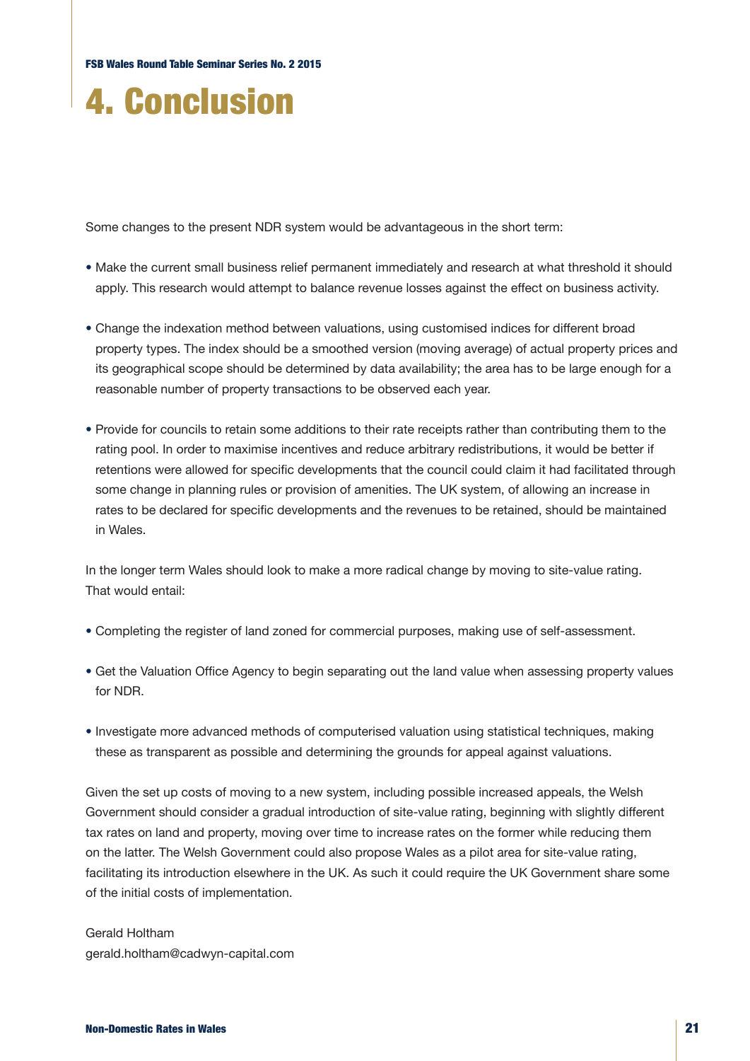# 4. Conclusion

Some changes to the present NDR system would be advantageous in the short term:

- Make the current small business relief permanent immediately and research at what threshold it should apply. This research would attempt to balance revenue losses against the effect on business activity.

- Change the indexation method between valuations, using customised indices for different broad property types. The index should be a smoothed version (moving average) of actual property prices and its geographical scope should be determined by data availability; the area has to be large enough for a reasonable number of property transactions to be observed each year.

- Provide for councils to retain some additions to their rate receipts rather than contributing them to the rating pool. In order to maximise incentives and reduce arbitrary redistributions, it would be better if retentions were allowed for specific developments that the council could claim it had facilitated through some change in planning rules or provision of amenities. The UK system, of allowing an increase in rates to be declared for specific developments and the revenues to be retained, should be maintained in Wales.

In the longer term Wales should look to make a more radical change by moving to site-value rating. That would entail:

- Completing the register of land zoned for commercial purposes, making use of self-assessment.

- Get the Valuation Office Agency to begin separating out the land value when assessing property values for NDR.

- Investigate more advanced methods of computerised valuation using statistical techniques, making these as transparent as possible and determining the grounds for appeal against valuations.

Given the set up costs of moving to a new system, including possible increased appeals, the Welsh Government should consider a gradual introduction of site-value rating, beginning with slightly different tax rates on land and property, moving over time to increase rates on the former while reducing them on the latter. The Welsh Government could also propose Wales as a pilot area for site-value rating, facilitating its introduction elsewhere in the UK. As such it could require the UK Government share some of the initial costs of implementation.

Gerald Holtham
gerald.holtham@cadwyn-capital.com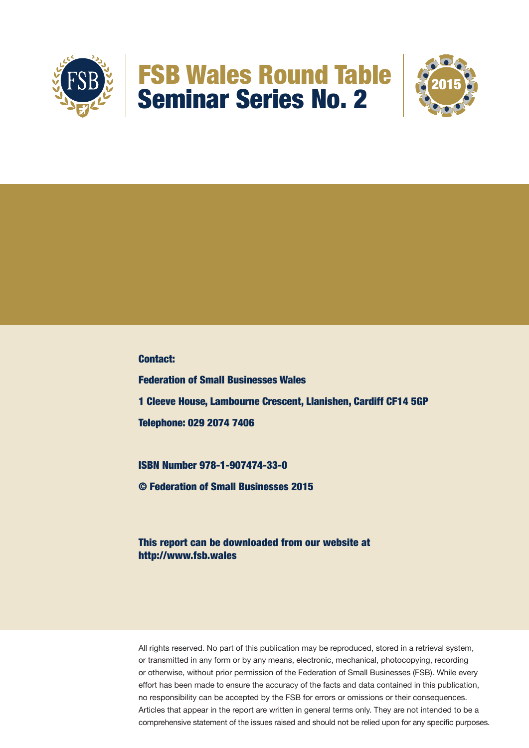# FSB Wales Round Table
## Seminar Series No. 2

2015

**Contact:**

**Federation of Small Businesses Wales**

**1 Cleeve House, Lambourne Crescent, Llanishen, Cardiff CF14 5GP**

**Telephone: 029 2074 7406**

**ISBN Number 978-1-907474-33-0**

**© Federation of Small Businesses 2015**

**This report can be downloaded from our website at http://www.fsb.wales**

All rights reserved. No part of this publication may be reproduced, stored in a retrieval system, or transmitted in any form or by any means, electronic, mechanical, photocopying, recording or otherwise, without prior permission of the Federation of Small Businesses (FSB). While every effort has been made to ensure the accuracy of the facts and data contained in this publication, no responsibility can be accepted by the FSB for errors or omissions or their consequences. Articles that appear in the report are written in general terms only. They are not intended to be a comprehensive statement of the issues raised and should not be relied upon for any specific purposes.